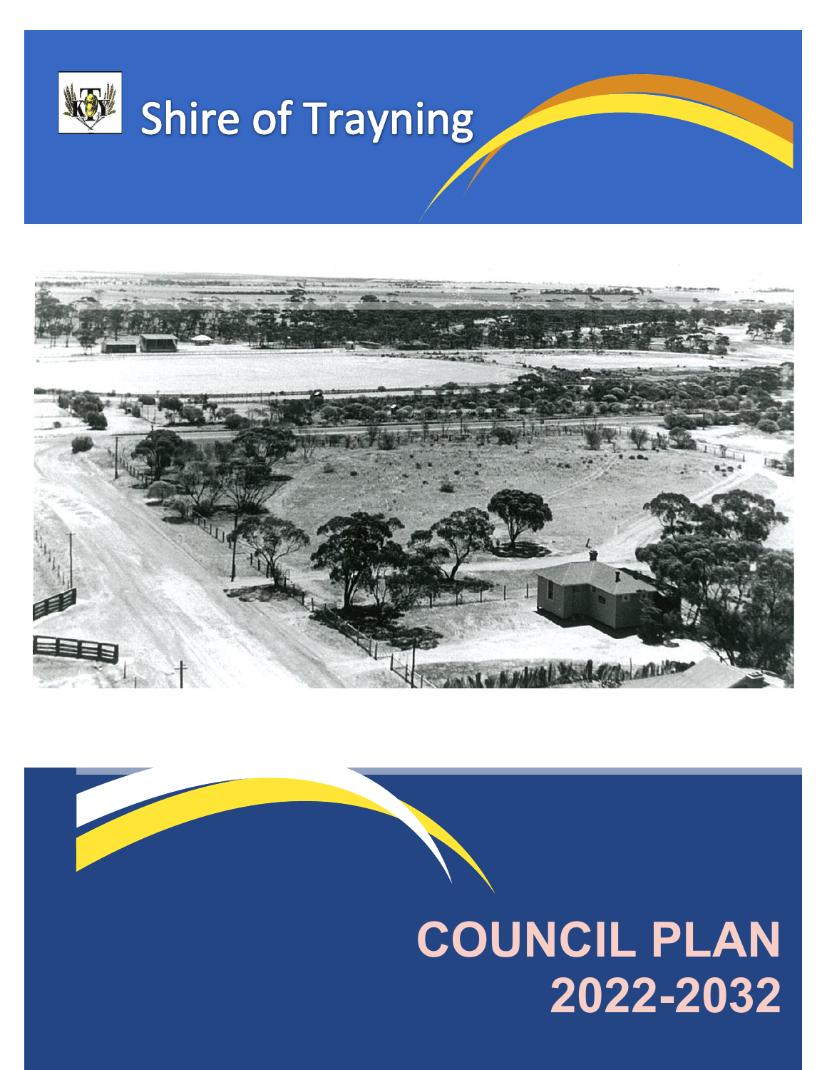Shire of Trayning

# COUNCIL PLAN 2022-2032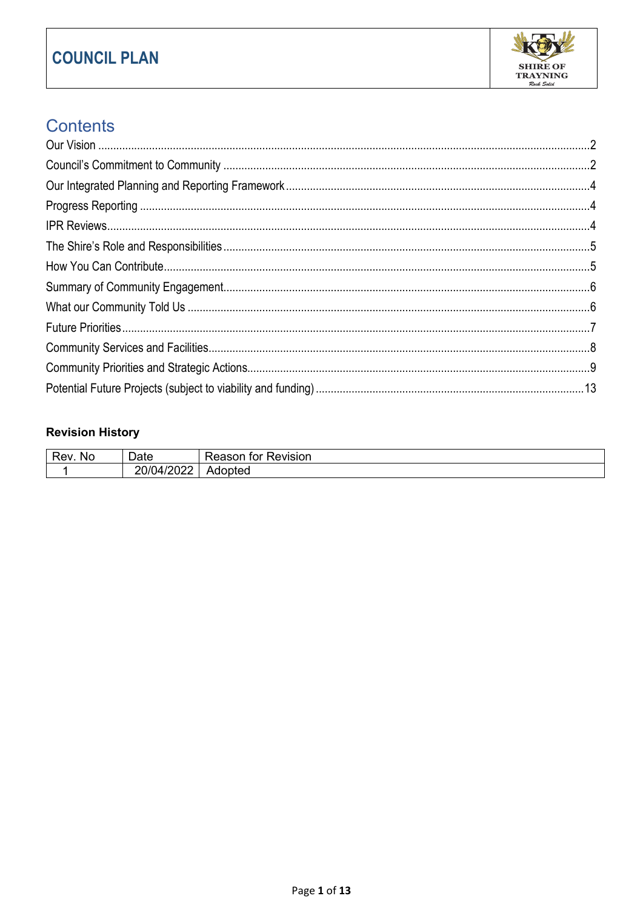# COUNCIL PLAN

SHIRE OF TRAYNING

## Contents

Our Vision .......... 2
Council's Commitment to Community .......... 2
Our Integrated Planning and Reporting Framework .......... 4
Progress Reporting .......... 4
IPR Reviews .......... 4
The Shire's Role and Responsibilities .......... 5
How You Can Contribute .......... 5
Summary of Community Engagement .......... 6
What our Community Told Us .......... 6
Future Priorities .......... 7
Community Services and Facilities .......... 8
Community Priorities and Strategic Actions .......... 9
Potential Future Projects (subject to viability and funding) .......... 13

**Revision History**

| Rev. No | Date | Reason for Revision |
|---|---|---|
| 1 | 20/04/2022 | Adopted |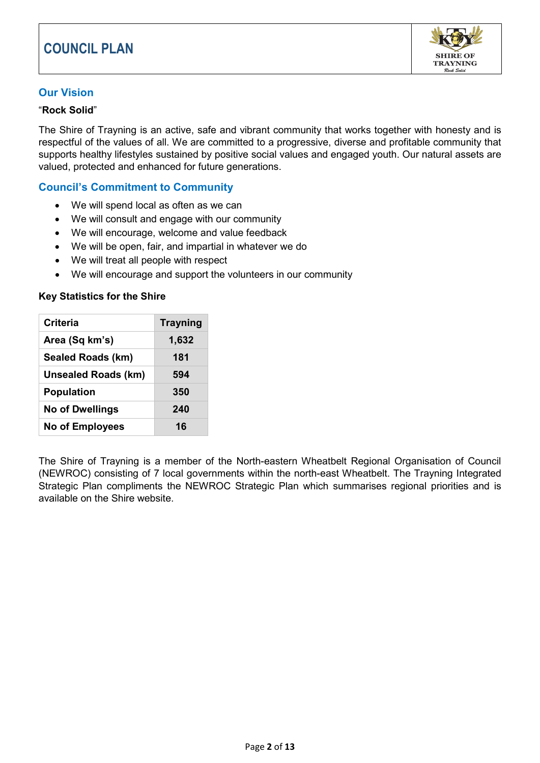# COUNCIL PLAN

## Our Vision

"**Rock Solid**"

The Shire of Trayning is an active, safe and vibrant community that works together with honesty and is respectful of the values of all. We are committed to a progressive, diverse and profitable community that supports healthy lifestyles sustained by positive social values and engaged youth. Our natural assets are valued, protected and enhanced for future generations.

## Council's Commitment to Community

- We will spend local as often as we can
- We will consult and engage with our community
- We will encourage, welcome and value feedback
- We will be open, fair, and impartial in whatever we do
- We will treat all people with respect
- We will encourage and support the volunteers in our community

**Key Statistics for the Shire**

| Criteria | Trayning |
|---|---|
| Area (Sq km's) | 1,632 |
| Sealed Roads (km) | 181 |
| Unsealed Roads (km) | 594 |
| Population | 350 |
| No of Dwellings | 240 |
| No of Employees | 16 |

The Shire of Trayning is a member of the North-eastern Wheatbelt Regional Organisation of Council (NEWROC) consisting of 7 local governments within the north-east Wheatbelt. The Trayning Integrated Strategic Plan compliments the NEWROC Strategic Plan which summarises regional priorities and is available on the Shire website.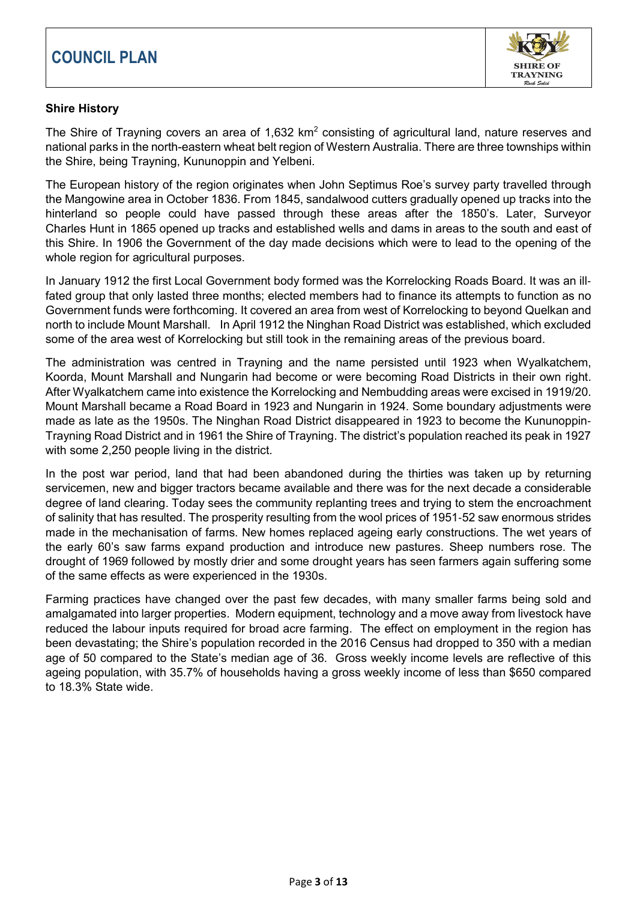## Shire History

The Shire of Trayning covers an area of 1,632 $km^2$ consisting of agricultural land, nature reserves and national parks in the north-eastern wheat belt region of Western Australia. There are three townships within the Shire, being Trayning, Kununoppin and Yelbeni.

The European history of the region originates when John Septimus Roe's survey party travelled through the Mangowine area in October 1836. From 1845, sandalwood cutters gradually opened up tracks into the hinterland so people could have passed through these areas after the 1850's. Later, Surveyor Charles Hunt in 1865 opened up tracks and established wells and dams in areas to the south and east of this Shire. In 1906 the Government of the day made decisions which were to lead to the opening of the whole region for agricultural purposes.

In January 1912 the first Local Government body formed was the Korrelocking Roads Board. It was an ill-fated group that only lasted three months; elected members had to finance its attempts to function as no Government funds were forthcoming. It covered an area from west of Korrelocking to beyond Quelkan and north to include Mount Marshall. In April 1912 the Ninghan Road District was established, which excluded some of the area west of Korrelocking but still took in the remaining areas of the previous board.

The administration was centred in Trayning and the name persisted until 1923 when Wyalkatchem, Koorda, Mount Marshall and Nungarin had become or were becoming Road Districts in their own right. After Wyalkatchem came into existence the Korrelocking and Nembudding areas were excised in 1919/20. Mount Marshall became a Road Board in 1923 and Nungarin in 1924. Some boundary adjustments were made as late as the 1950s. The Ninghan Road District disappeared in 1923 to become the Kununoppin-Trayning Road District and in 1961 the Shire of Trayning. The district's population reached its peak in 1927 with some 2,250 people living in the district.

In the post war period, land that had been abandoned during the thirties was taken up by returning servicemen, new and bigger tractors became available and there was for the next decade a considerable degree of land clearing. Today sees the community replanting trees and trying to stem the encroachment of salinity that has resulted. The prosperity resulting from the wool prices of 1951-52 saw enormous strides made in the mechanisation of farms. New homes replaced ageing early constructions. The wet years of the early 60's saw farms expand production and introduce new pastures. Sheep numbers rose. The drought of 1969 followed by mostly drier and some drought years has seen farmers again suffering some of the same effects as were experienced in the 1930s.

Farming practices have changed over the past few decades, with many smaller farms being sold and amalgamated into larger properties. Modern equipment, technology and a move away from livestock have reduced the labour inputs required for broad acre farming. The effect on employment in the region has been devastating; the Shire's population recorded in the 2016 Census had dropped to 350 with a median age of 50 compared to the State's median age of 36. Gross weekly income levels are reflective of this ageing population, with 35.7% of households having a gross weekly income of less than $650 compared to 18.3% State wide.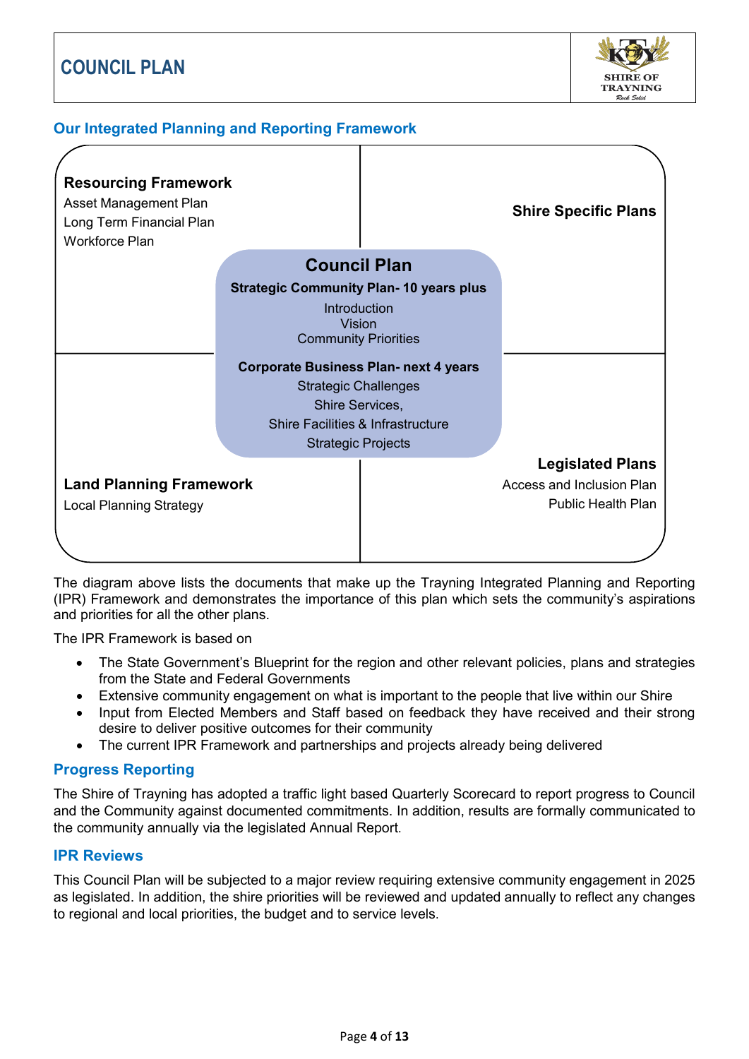## Our Integrated Planning and Reporting Framework

**Resourcing Framework**
Asset Management Plan
Long Term Financial Plan
Workforce Plan

**Shire Specific Plans**

**Council Plan**

**Strategic Community Plan- 10 years plus**
Introduction
Vision
Community Priorities

**Corporate Business Plan- next 4 years**
Strategic Challenges
Shire Services,
Shire Facilities & Infrastructure
Strategic Projects

**Land Planning Framework**
Local Planning Strategy

**Legislated Plans**
Access and Inclusion Plan
Public Health Plan

The diagram above lists the documents that make up the Trayning Integrated Planning and Reporting (IPR) Framework and demonstrates the importance of this plan which sets the community's aspirations and priorities for all the other plans.

The IPR Framework is based on

- The State Government's Blueprint for the region and other relevant policies, plans and strategies from the State and Federal Governments
- Extensive community engagement on what is important to the people that live within our Shire
- Input from Elected Members and Staff based on feedback they have received and their strong desire to deliver positive outcomes for their community
- The current IPR Framework and partnerships and projects already being delivered

## Progress Reporting

The Shire of Trayning has adopted a traffic light based Quarterly Scorecard to report progress to Council and the Community against documented commitments. In addition, results are formally communicated to the community annually via the legislated Annual Report.

## IPR Reviews

This Council Plan will be subjected to a major review requiring extensive community engagement in 2025 as legislated. In addition, the shire priorities will be reviewed and updated annually to reflect any changes to regional and local priorities, the budget and to service levels.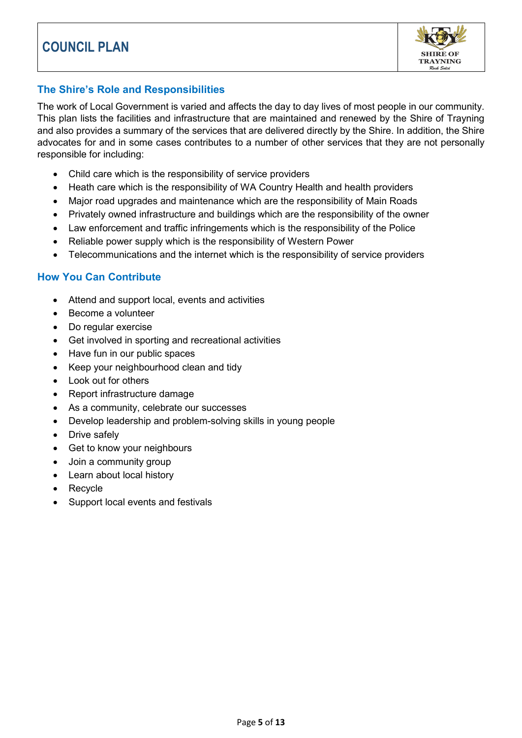## The Shire's Role and Responsibilities

The work of Local Government is varied and affects the day to day lives of most people in our community. This plan lists the facilities and infrastructure that are maintained and renewed by the Shire of Trayning and also provides a summary of the services that are delivered directly by the Shire. In addition, the Shire advocates for and in some cases contributes to a number of other services that they are not personally responsible for including:

- Child care which is the responsibility of service providers
- Heath care which is the responsibility of WA Country Health and health providers
- Major road upgrades and maintenance which are the responsibility of Main Roads
- Privately owned infrastructure and buildings which are the responsibility of the owner
- Law enforcement and traffic infringements which is the responsibility of the Police
- Reliable power supply which is the responsibility of Western Power
- Telecommunications and the internet which is the responsibility of service providers

## How You Can Contribute

- Attend and support local, events and activities
- Become a volunteer
- Do regular exercise
- Get involved in sporting and recreational activities
- Have fun in our public spaces
- Keep your neighbourhood clean and tidy
- Look out for others
- Report infrastructure damage
- As a community, celebrate our successes
- Develop leadership and problem-solving skills in young people
- Drive safely
- Get to know your neighbours
- Join a community group
- Learn about local history
- Recycle
- Support local events and festivals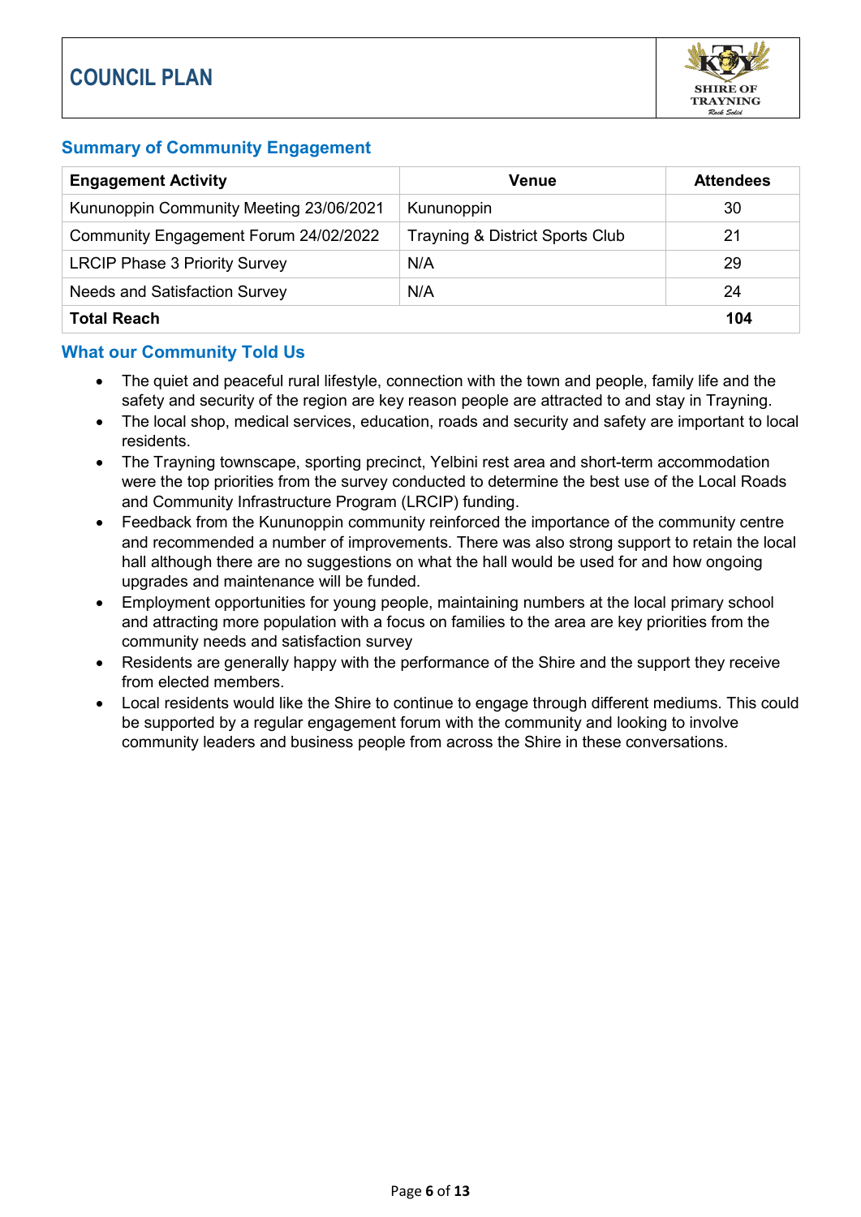## Summary of Community Engagement

| Engagement Activity | Venue | Attendees |
|---|---|---|
| Kununoppin Community Meeting 23/06/2021 | Kununoppin | 30 |
| Community Engagement Forum 24/02/2022 | Trayning & District Sports Club | 21 |
| LRCIP Phase 3 Priority Survey | N/A | 29 |
| Needs and Satisfaction Survey | N/A | 24 |
| **Total Reach** | | **104** |

## What our Community Told Us

- The quiet and peaceful rural lifestyle, connection with the town and people, family life and the safety and security of the region are key reason people are attracted to and stay in Trayning.
- The local shop, medical services, education, roads and security and safety are important to local residents.
- The Trayning townscape, sporting precinct, Yelbini rest area and short-term accommodation were the top priorities from the survey conducted to determine the best use of the Local Roads and Community Infrastructure Program (LRCIP) funding.
- Feedback from the Kununoppin community reinforced the importance of the community centre and recommended a number of improvements. There was also strong support to retain the local hall although there are no suggestions on what the hall would be used for and how ongoing upgrades and maintenance will be funded.
- Employment opportunities for young people, maintaining numbers at the local primary school and attracting more population with a focus on families to the area are key priorities from the community needs and satisfaction survey
- Residents are generally happy with the performance of the Shire and the support they receive from elected members.
- Local residents would like the Shire to continue to engage through different mediums. This could be supported by a regular engagement forum with the community and looking to involve community leaders and business people from across the Shire in these conversations.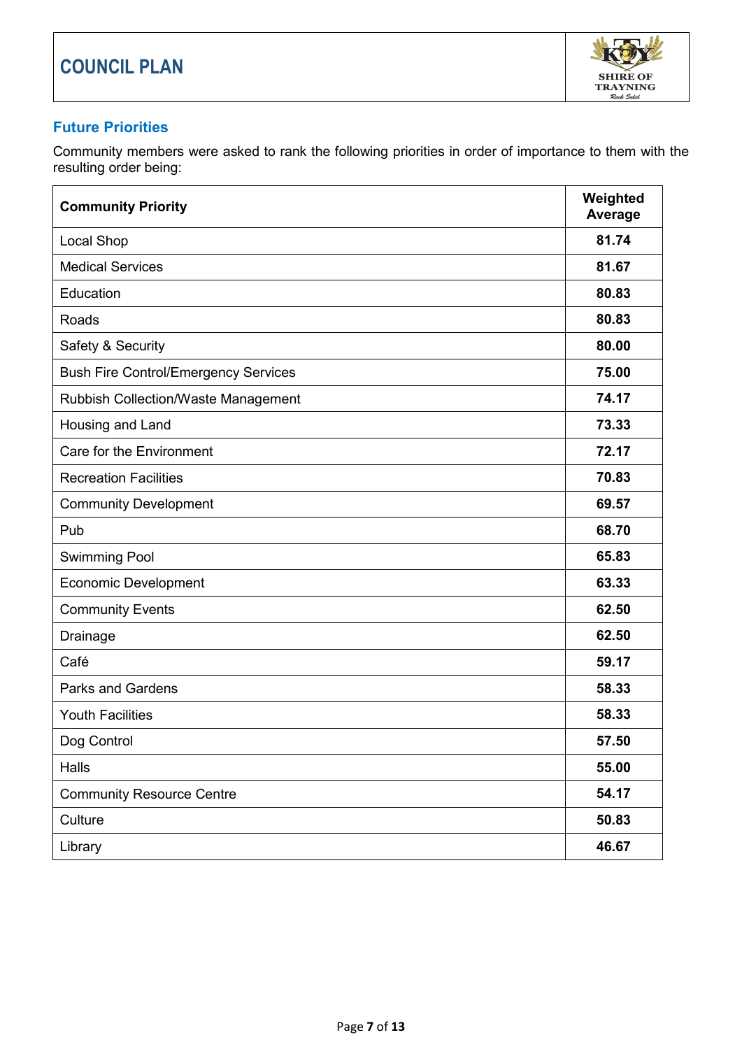## Future Priorities

Community members were asked to rank the following priorities in order of importance to them with the resulting order being:

| Community Priority | Weighted Average |
|---|---|
| Local Shop | **81.74** |
| Medical Services | **81.67** |
| Education | **80.83** |
| Roads | **80.83** |
| Safety & Security | **80.00** |
| Bush Fire Control/Emergency Services | **75.00** |
| Rubbish Collection/Waste Management | **74.17** |
| Housing and Land | **73.33** |
| Care for the Environment | **72.17** |
| Recreation Facilities | **70.83** |
| Community Development | **69.57** |
| Pub | **68.70** |
| Swimming Pool | **65.83** |
| Economic Development | **63.33** |
| Community Events | **62.50** |
| Drainage | **62.50** |
| Café | **59.17** |
| Parks and Gardens | **58.33** |
| Youth Facilities | **58.33** |
| Dog Control | **57.50** |
| Halls | **55.00** |
| Community Resource Centre | **54.17** |
| Culture | **50.83** |
| Library | **46.67** |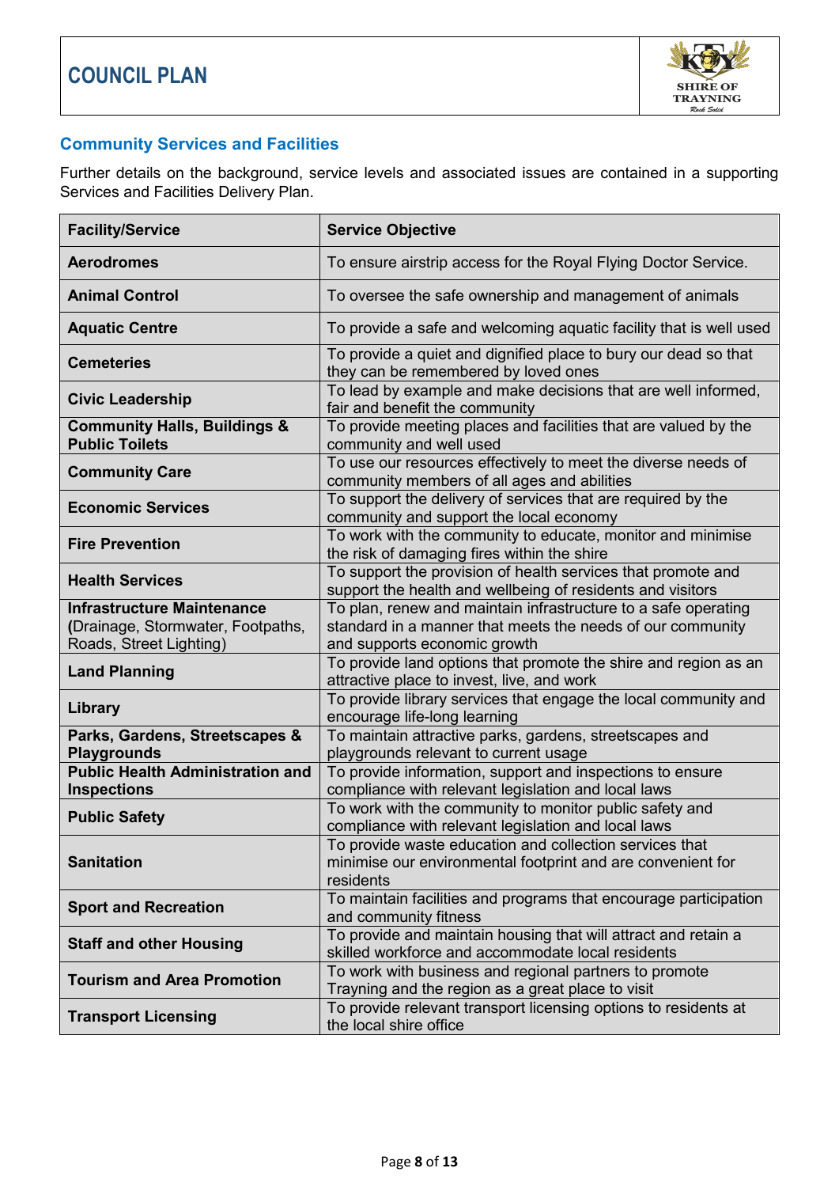# COUNCIL PLAN

## Community Services and Facilities

Further details on the background, service levels and associated issues are contained in a supporting Services and Facilities Delivery Plan.

| Facility/Service | Service Objective |
|---|---|
| **Aerodromes** | To ensure airstrip access for the Royal Flying Doctor Service. |
| **Animal Control** | To oversee the safe ownership and management of animals |
| **Aquatic Centre** | To provide a safe and welcoming aquatic facility that is well used |
| **Cemeteries** | To provide a quiet and dignified place to bury our dead so that they can be remembered by loved ones |
| **Civic Leadership** | To lead by example and make decisions that are well informed, fair and benefit the community |
| **Community Halls, Buildings & Public Toilets** | To provide meeting places and facilities that are valued by the community and well used |
| **Community Care** | To use our resources effectively to meet the diverse needs of community members of all ages and abilities |
| **Economic Services** | To support the delivery of services that are required by the community and support the local economy |
| **Fire Prevention** | To work with the community to educate, monitor and minimise the risk of damaging fires within the shire |
| **Health Services** | To support the provision of health services that promote and support the health and wellbeing of residents and visitors |
| **Infrastructure Maintenance** (Drainage, Stormwater, Footpaths, Roads, Street Lighting) | To plan, renew and maintain infrastructure to a safe operating standard in a manner that meets the needs of our community and supports economic growth |
| **Land Planning** | To provide land options that promote the shire and region as an attractive place to invest, live, and work |
| **Library** | To provide library services that engage the local community and encourage life-long learning |
| **Parks, Gardens, Streetscapes & Playgrounds** | To maintain attractive parks, gardens, streetscapes and playgrounds relevant to current usage |
| **Public Health Administration and Inspections** | To provide information, support and inspections to ensure compliance with relevant legislation and local laws |
| **Public Safety** | To work with the community to monitor public safety and compliance with relevant legislation and local laws |
| **Sanitation** | To provide waste education and collection services that minimise our environmental footprint and are convenient for residents |
| **Sport and Recreation** | To maintain facilities and programs that encourage participation and community fitness |
| **Staff and other Housing** | To provide and maintain housing that will attract and retain a skilled workforce and accommodate local residents |
| **Tourism and Area Promotion** | To work with business and regional partners to promote Trayning and the region as a great place to visit |
| **Transport Licensing** | To provide relevant transport licensing options to residents at the local shire office |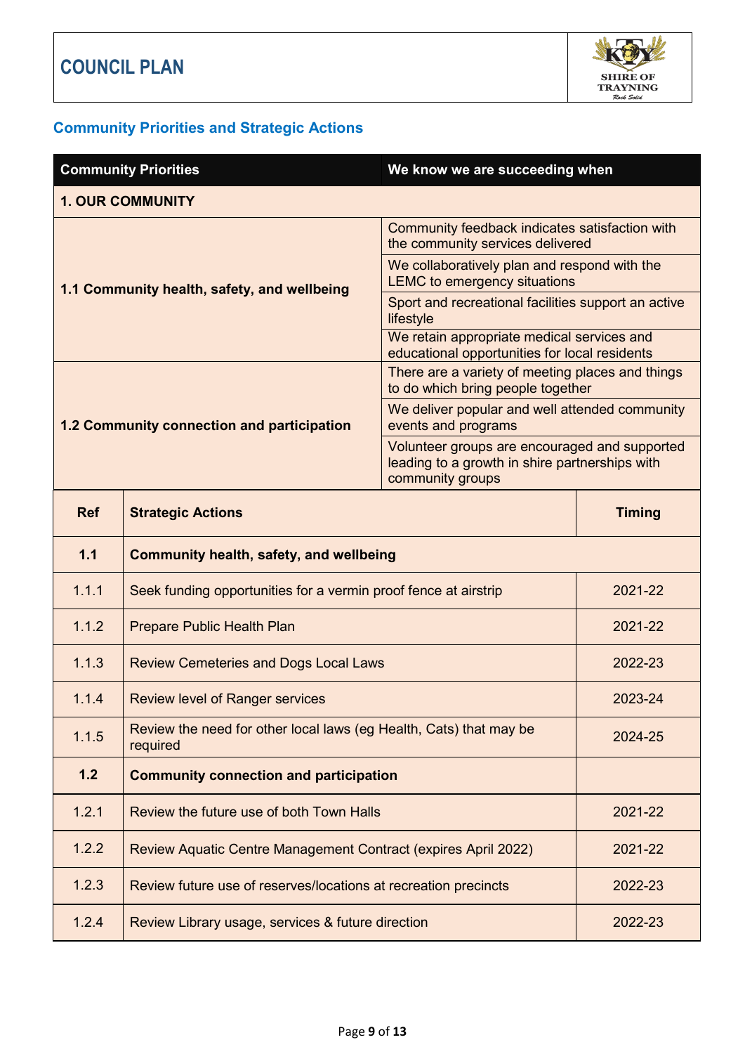# COUNCIL PLAN

## Community Priorities and Strategic Actions

| Community Priorities | We know we are succeeding when |
|---|---|
| **1. OUR COMMUNITY** | |
| **1.1 Community health, safety, and wellbeing** | Community feedback indicates satisfaction with the community services delivered |
| | We collaboratively plan and respond with the LEMC to emergency situations |
| | Sport and recreational facilities support an active lifestyle |
| | We retain appropriate medical services and educational opportunities for local residents |
| **1.2 Community connection and participation** | There are a variety of meeting places and things to do which bring people together |
| | We deliver popular and well attended community events and programs |
| | Volunteer groups are encouraged and supported leading to a growth in shire partnerships with community groups |

| Ref | Strategic Actions | Timing |
|---|---|---|
| **1.1** | **Community health, safety, and wellbeing** | |
| 1.1.1 | Seek funding opportunities for a vermin proof fence at airstrip | 2021-22 |
| 1.1.2 | Prepare Public Health Plan | 2021-22 |
| 1.1.3 | Review Cemeteries and Dogs Local Laws | 2022-23 |
| 1.1.4 | Review level of Ranger services | 2023-24 |
| 1.1.5 | Review the need for other local laws (eg Health, Cats) that may be required | 2024-25 |
| **1.2** | **Community connection and participation** | |
| 1.2.1 | Review the future use of both Town Halls | 2021-22 |
| 1.2.2 | Review Aquatic Centre Management Contract (expires April 2022) | 2021-22 |
| 1.2.3 | Review future use of reserves/locations at recreation precincts | 2022-23 |
| 1.2.4 | Review Library usage, services & future direction | 2022-23 |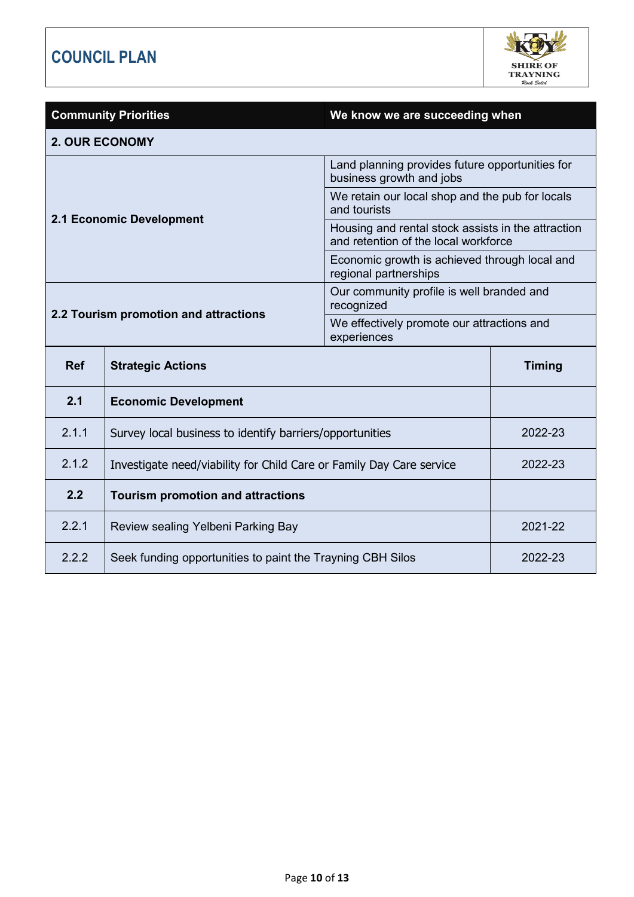# COUNCIL PLAN

| Community Priorities | We know we are succeeding when |
|---|---|
| **2. OUR ECONOMY** | |
| **2.1 Economic Development** | Land planning provides future opportunities for business growth and jobs |
| | We retain our local shop and the pub for locals and tourists |
| | Housing and rental stock assists in the attraction and retention of the local workforce |
| | Economic growth is achieved through local and regional partnerships |
| **2.2 Tourism promotion and attractions** | Our community profile is well branded and recognized |
| | We effectively promote our attractions and experiences |

| Ref | Strategic Actions | Timing |
|---|---|---|
| **2.1** | **Economic Development** | |
| 2.1.1 | Survey local business to identify barriers/opportunities | 2022-23 |
| 2.1.2 | Investigate need/viability for Child Care or Family Day Care service | 2022-23 |
| **2.2** | **Tourism promotion and attractions** | |
| 2.2.1 | Review sealing Yelbeni Parking Bay | 2021-22 |
| 2.2.2 | Seek funding opportunities to paint the Trayning CBH Silos | 2022-23 |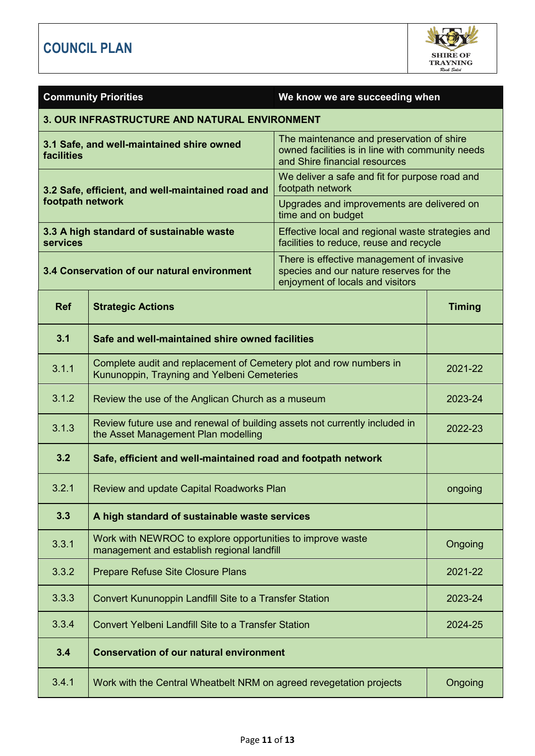# COUNCIL PLAN

| Community Priorities | We know we are succeeding when |
|---|---|
| **3. OUR INFRASTRUCTURE AND NATURAL ENVIRONMENT** | |
| **3.1 Safe, and well-maintained shire owned facilities** | The maintenance and preservation of shire owned facilities is in line with community needs and Shire financial resources |
| **3.2 Safe, efficient, and well-maintained road and footpath network** | We deliver a safe and fit for purpose road and footpath network |
| | Upgrades and improvements are delivered on time and on budget |
| **3.3 A high standard of sustainable waste services** | Effective local and regional waste strategies and facilities to reduce, reuse and recycle |
| **3.4 Conservation of our natural environment** | There is effective management of invasive species and our nature reserves for the enjoyment of locals and visitors |

| Ref | Strategic Actions | Timing |
|---|---|---|
| **3.1** | **Safe and well-maintained shire owned facilities** | |
| 3.1.1 | Complete audit and replacement of Cemetery plot and row numbers in Kununoppin, Trayning and Yelbeni Cemeteries | 2021-22 |
| 3.1.2 | Review the use of the Anglican Church as a museum | 2023-24 |
| 3.1.3 | Review future use and renewal of building assets not currently included in the Asset Management Plan modelling | 2022-23 |
| **3.2** | **Safe, efficient and well-maintained road and footpath network** | |
| 3.2.1 | Review and update Capital Roadworks Plan | ongoing |
| **3.3** | **A high standard of sustainable waste services** | |
| 3.3.1 | Work with NEWROC to explore opportunities to improve waste management and establish regional landfill | Ongoing |
| 3.3.2 | Prepare Refuse Site Closure Plans | 2021-22 |
| 3.3.3 | Convert Kununoppin Landfill Site to a Transfer Station | 2023-24 |
| 3.3.4 | Convert Yelbeni Landfill Site to a Transfer Station | 2024-25 |
| **3.4** | **Conservation of our natural environment** | |
| 3.4.1 | Work with the Central Wheatbelt NRM on agreed revegetation projects | Ongoing |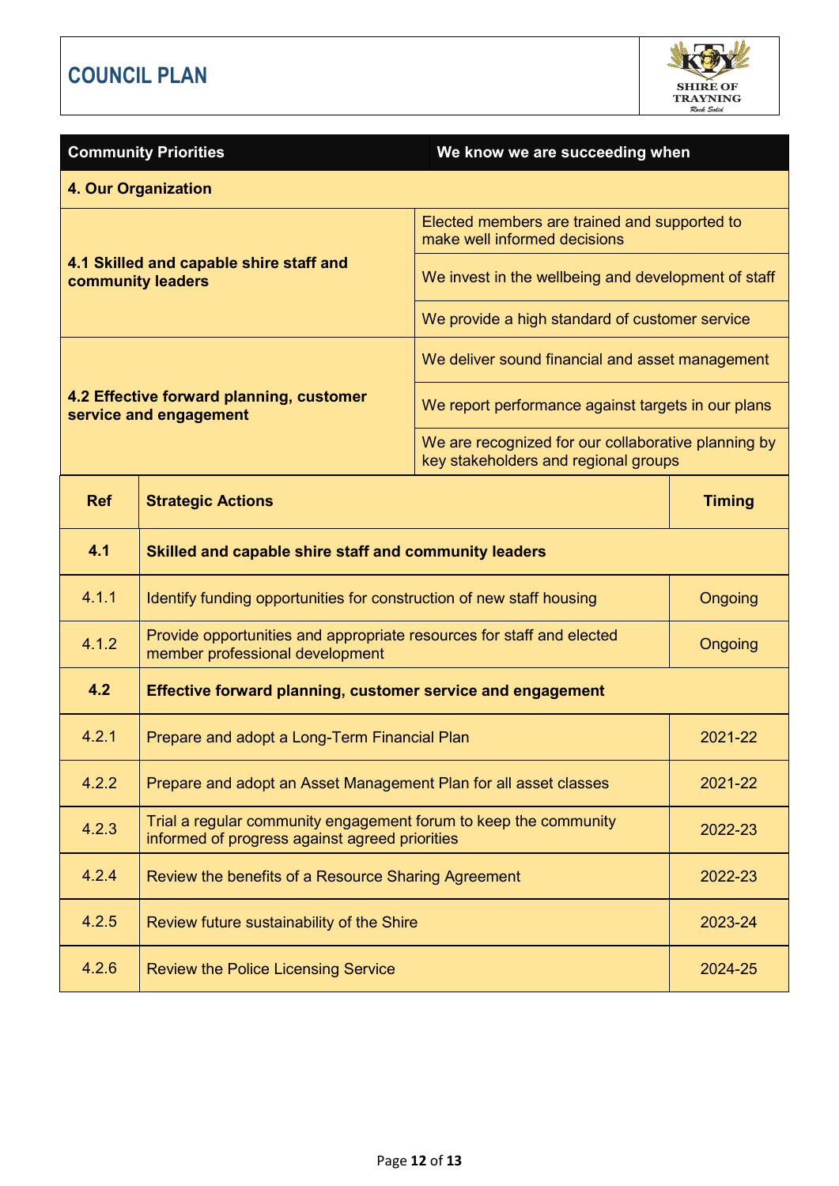# COUNCIL PLAN

| Community Priorities | We know we are succeeding when |
|---|---|
| **4. Our Organization** | |
| **4.1 Skilled and capable shire staff and community leaders** | Elected members are trained and supported to make well informed decisions |
| | We invest in the wellbeing and development of staff |
| | We provide a high standard of customer service |
| **4.2 Effective forward planning, customer service and engagement** | We deliver sound financial and asset management |
| | We report performance against targets in our plans |
| | We are recognized for our collaborative planning by key stakeholders and regional groups |

| Ref | Strategic Actions | Timing |
|---|---|---|
| **4.1** | **Skilled and capable shire staff and community leaders** | |
| 4.1.1 | Identify funding opportunities for construction of new staff housing | Ongoing |
| 4.1.2 | Provide opportunities and appropriate resources for staff and elected member professional development | Ongoing |
| **4.2** | **Effective forward planning, customer service and engagement** | |
| 4.2.1 | Prepare and adopt a Long-Term Financial Plan | 2021-22 |
| 4.2.2 | Prepare and adopt an Asset Management Plan for all asset classes | 2021-22 |
| 4.2.3 | Trial a regular community engagement forum to keep the community informed of progress against agreed priorities | 2022-23 |
| 4.2.4 | Review the benefits of a Resource Sharing Agreement | 2022-23 |
| 4.2.5 | Review future sustainability of the Shire | 2023-24 |
| 4.2.6 | Review the Police Licensing Service | 2024-25 |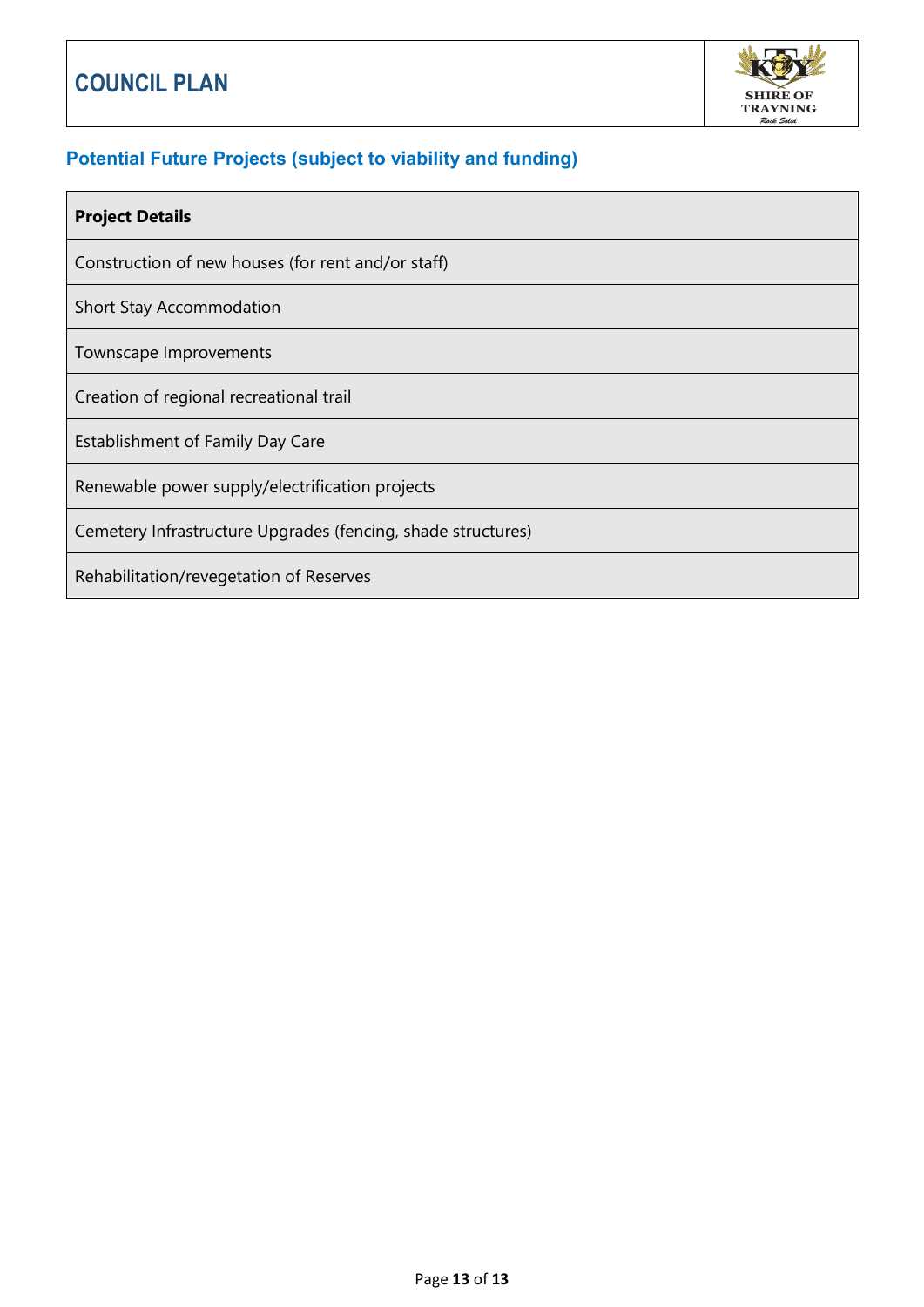## Potential Future Projects (subject to viability and funding)

| Project Details |
| --- |
| Construction of new houses (for rent and/or staff) |
| Short Stay Accommodation |
| Townscape Improvements |
| Creation of regional recreational trail |
| Establishment of Family Day Care |
| Renewable power supply/electrification projects |
| Cemetery Infrastructure Upgrades (fencing, shade structures) |
| Rehabilitation/revegetation of Reserves |